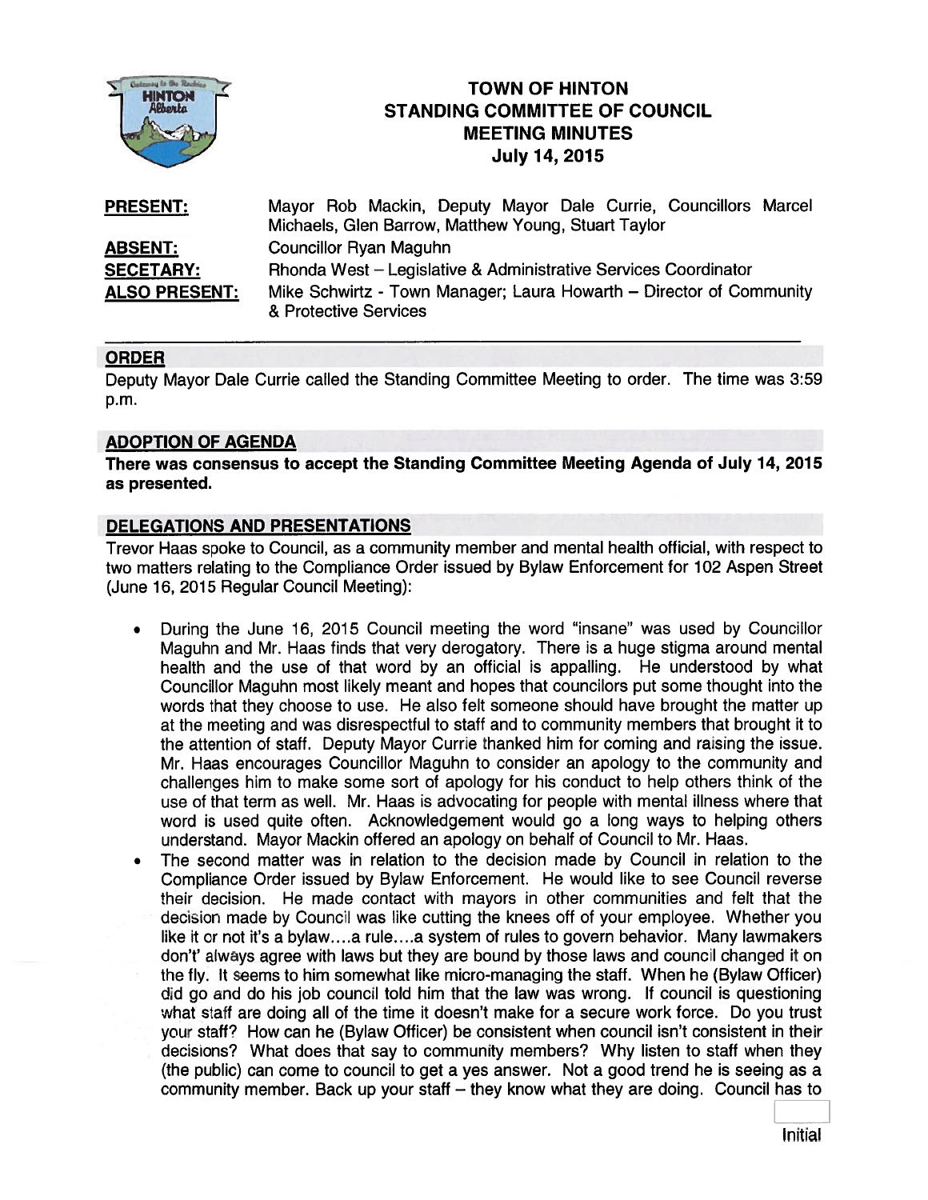# TOWN OF HINTON
## STANDING COMMITTEE OF COUNCIL
## MEETING MINUTES
## July 14, 2015

| | |
|---|---|
| **PRESENT:** | Mayor Rob Mackin, Deputy Mayor Dale Currie, Councillors Marcel Michaels, Glen Barrow, Matthew Young, Stuart Taylor |
| **ABSENT:** | Councillor Ryan Maguhn |
| **SECETARY:** | Rhonda West – Legislative & Administrative Services Coordinator |
| **ALSO PRESENT:** | Mike Schwirtz - Town Manager; Laura Howarth – Director of Community & Protective Services |

## ORDER

Deputy Mayor Dale Currie called the Standing Committee Meeting to order. The time was 3:59 p.m.

## ADOPTION OF AGENDA

**There was consensus to accept the Standing Committee Meeting Agenda of July 14, 2015 as presented.**

## DELEGATIONS AND PRESENTATIONS

Trevor Haas spoke to Council, as a community member and mental health official, with respect to two matters relating to the Compliance Order issued by Bylaw Enforcement for 102 Aspen Street (June 16, 2015 Regular Council Meeting):

- During the June 16, 2015 Council meeting the word "insane" was used by Councillor Maguhn and Mr. Haas finds that very derogatory. There is a huge stigma around mental health and the use of that word by an official is appalling. He understood by what Councillor Maguhn most likely meant and hopes that councilors put some thought into the words that they choose to use. He also felt someone should have brought the matter up at the meeting and was disrespectful to staff and to community members that brought it to the attention of staff. Deputy Mayor Currie thanked him for coming and raising the issue. Mr. Haas encourages Councillor Maguhn to consider an apology to the community and challenges him to make some sort of apology for his conduct to help others think of the use of that term as well. Mr. Haas is advocating for people with mental illness where that word is used quite often. Acknowledgement would go a long ways to helping others understand. Mayor Mackin offered an apology on behalf of Council to Mr. Haas.
- The second matter was in relation to the decision made by Council in relation to the Compliance Order issued by Bylaw Enforcement. He would like to see Council reverse their decision. He made contact with mayors in other communities and felt that the decision made by Council was like cutting the knees off of your employee. Whether you like it or not it's a bylaw….a rule….a system of rules to govern behavior. Many lawmakers don't' always agree with laws but they are bound by those laws and council changed it on the fly. It seems to him somewhat like micro-managing the staff. When he (Bylaw Officer) did go and do his job council told him that the law was wrong. If council is questioning what staff are doing all of the time it doesn't make for a secure work force. Do you trust your staff? How can he (Bylaw Officer) be consistent when council isn't consistent in their decisions? What does that say to community members? Why listen to staff when they (the public) can come to council to get a yes answer. Not a good trend he is seeing as a community member. Back up your staff – they know what they are doing. Council has to

Initial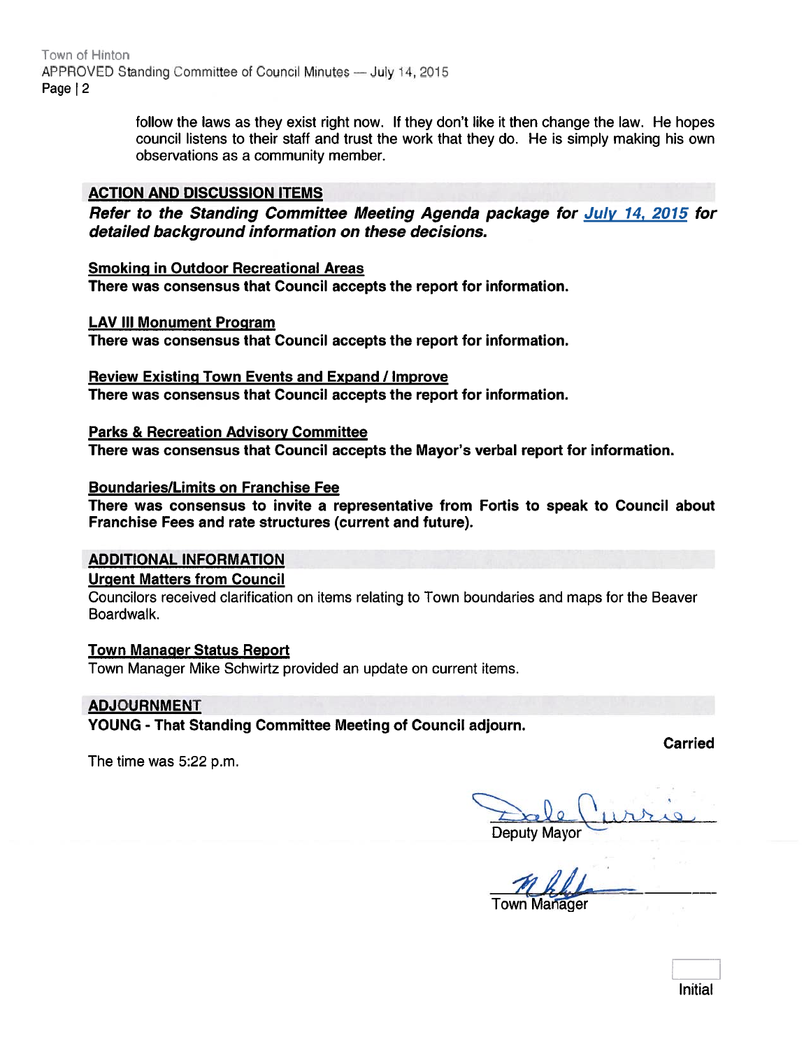follow the laws as they exist right now. If they don't like it then change the law. He hopes council listens to their staff and trust the work that they do. He is simply making his own observations as a community member.

## ACTION AND DISCUSSION ITEMS

***Refer to the Standing Committee Meeting Agenda package for July 14, 2015 for detailed background information on these decisions.***

### Smoking in Outdoor Recreational Areas

**There was consensus that Council accepts the report for information.**

### LAV III Monument Program

**There was consensus that Council accepts the report for information.**

### Review Existing Town Events and Expand / Improve

**There was consensus that Council accepts the report for information.**

### Parks & Recreation Advisory Committee

**There was consensus that Council accepts the Mayor's verbal report for information.**

### Boundaries/Limits on Franchise Fee

**There was consensus to invite a representative from Fortis to speak to Council about Franchise Fees and rate structures (current and future).**

## ADDITIONAL INFORMATION

### Urgent Matters from Council

Councilors received clarification on items relating to Town boundaries and maps for the Beaver Boardwalk.

### Town Manager Status Report

Town Manager Mike Schwirtz provided an update on current items.

## ADJOURNMENT

**YOUNG - That Standing Committee Meeting of Council adjourn.**

**Carried**

The time was 5:22 p.m.

Dale Currie
Deputy Mayor

Town Manager

Initial